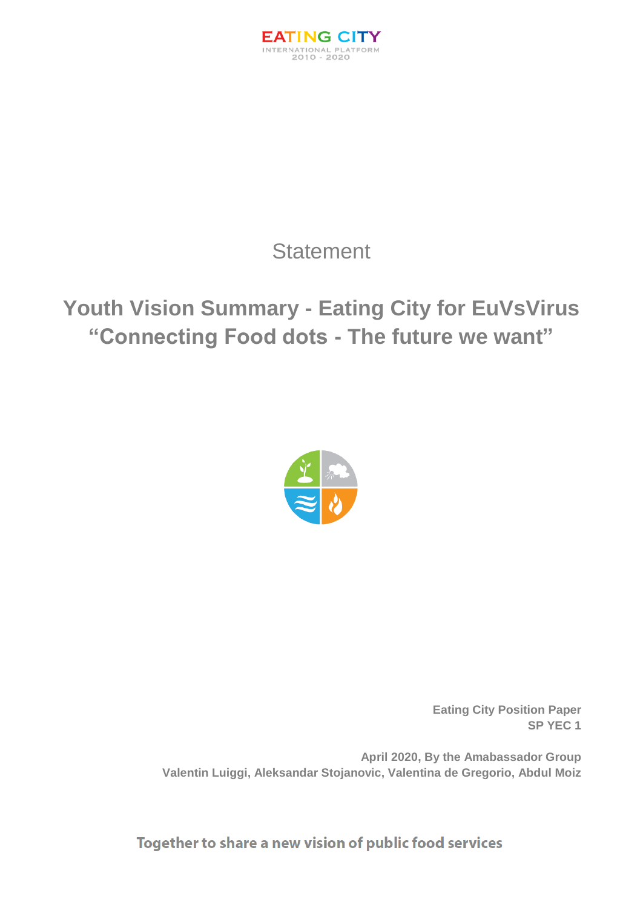EATING CITY
INTERNATIONAL PLATFORM
2010 - 2020

Statement

# Youth Vision Summary - Eating City for EuVsVirus "Connecting Food dots - The future we want"

**Eating City Position Paper**
**SP YEC 1**

**April 2020, By the Amabassador Group**
**Valentin Luiggi, Aleksandar Stojanovic, Valentina de Gregorio, Abdul Moiz**

**Together to share a new vision of public food services**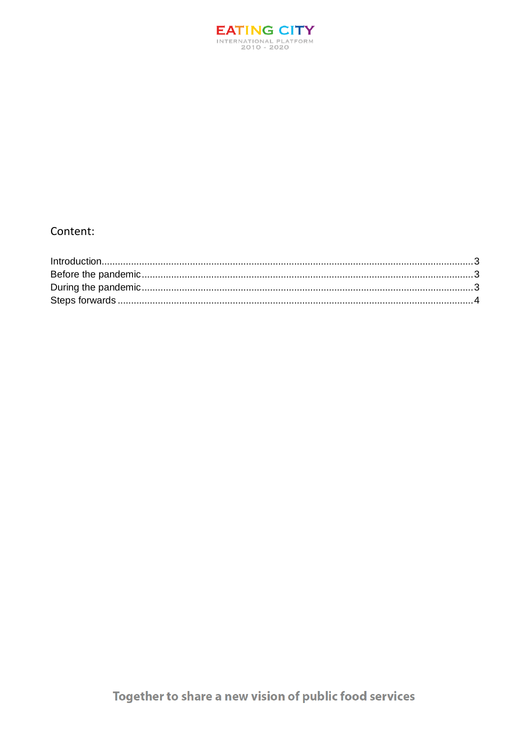Content:

Introduction.........................................................................................................................................3
Before the pandemic.........................................................................................................................3
During the pandemic.........................................................................................................................3
Steps forwards...................................................................................................................................4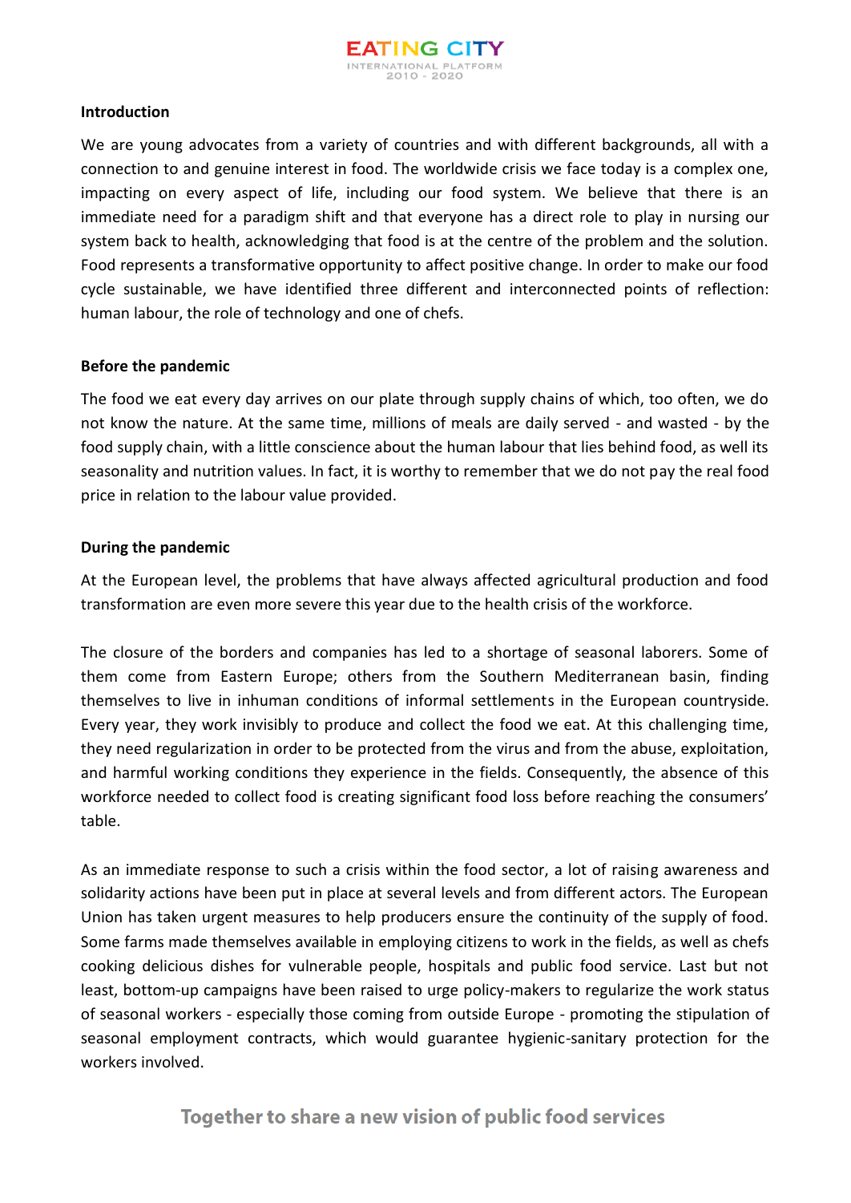**Introduction**

We are young advocates from a variety of countries and with different backgrounds, all with a connection to and genuine interest in food. The worldwide crisis we face today is a complex one, impacting on every aspect of life, including our food system. We believe that there is an immediate need for a paradigm shift and that everyone has a direct role to play in nursing our system back to health, acknowledging that food is at the centre of the problem and the solution. Food represents a transformative opportunity to affect positive change. In order to make our food cycle sustainable, we have identified three different and interconnected points of reflection: human labour, the role of technology and one of chefs.

**Before the pandemic**

The food we eat every day arrives on our plate through supply chains of which, too often, we do not know the nature. At the same time, millions of meals are daily served - and wasted - by the food supply chain, with a little conscience about the human labour that lies behind food, as well its seasonality and nutrition values. In fact, it is worthy to remember that we do not pay the real food price in relation to the labour value provided.

**During the pandemic**

At the European level, the problems that have always affected agricultural production and food transformation are even more severe this year due to the health crisis of the workforce.

The closure of the borders and companies has led to a shortage of seasonal laborers. Some of them come from Eastern Europe; others from the Southern Mediterranean basin, finding themselves to live in inhuman conditions of informal settlements in the European countryside. Every year, they work invisibly to produce and collect the food we eat. At this challenging time, they need regularization in order to be protected from the virus and from the abuse, exploitation, and harmful working conditions they experience in the fields. Consequently, the absence of this workforce needed to collect food is creating significant food loss before reaching the consumers' table.

As an immediate response to such a crisis within the food sector, a lot of raising awareness and solidarity actions have been put in place at several levels and from different actors. The European Union has taken urgent measures to help producers ensure the continuity of the supply of food. Some farms made themselves available in employing citizens to work in the fields, as well as chefs cooking delicious dishes for vulnerable people, hospitals and public food service. Last but not least, bottom-up campaigns have been raised to urge policy-makers to regularize the work status of seasonal workers - especially those coming from outside Europe - promoting the stipulation of seasonal employment contracts, which would guarantee hygienic-sanitary protection for the workers involved.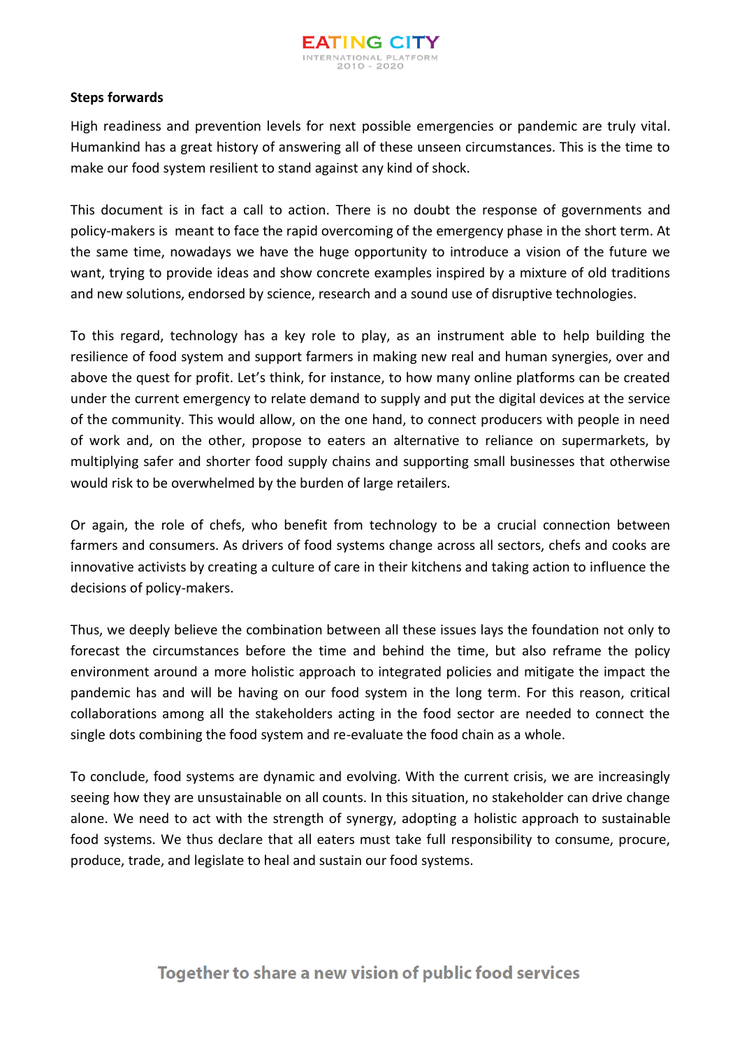**Steps forwards**

High readiness and prevention levels for next possible emergencies or pandemic are truly vital. Humankind has a great history of answering all of these unseen circumstances. This is the time to make our food system resilient to stand against any kind of shock.

This document is in fact a call to action. There is no doubt the response of governments and policy-makers is meant to face the rapid overcoming of the emergency phase in the short term. At the same time, nowadays we have the huge opportunity to introduce a vision of the future we want, trying to provide ideas and show concrete examples inspired by a mixture of old traditions and new solutions, endorsed by science, research and a sound use of disruptive technologies.

To this regard, technology has a key role to play, as an instrument able to help building the resilience of food system and support farmers in making new real and human synergies, over and above the quest for profit. Let's think, for instance, to how many online platforms can be created under the current emergency to relate demand to supply and put the digital devices at the service of the community. This would allow, on the one hand, to connect producers with people in need of work and, on the other, propose to eaters an alternative to reliance on supermarkets, by multiplying safer and shorter food supply chains and supporting small businesses that otherwise would risk to be overwhelmed by the burden of large retailers.

Or again, the role of chefs, who benefit from technology to be a crucial connection between farmers and consumers. As drivers of food systems change across all sectors, chefs and cooks are innovative activists by creating a culture of care in their kitchens and taking action to influence the decisions of policy-makers.

Thus, we deeply believe the combination between all these issues lays the foundation not only to forecast the circumstances before the time and behind the time, but also reframe the policy environment around a more holistic approach to integrated policies and mitigate the impact the pandemic has and will be having on our food system in the long term. For this reason, critical collaborations among all the stakeholders acting in the food sector are needed to connect the single dots combining the food system and re-evaluate the food chain as a whole.

To conclude, food systems are dynamic and evolving. With the current crisis, we are increasingly seeing how they are unsustainable on all counts. In this situation, no stakeholder can drive change alone. We need to act with the strength of synergy, adopting a holistic approach to sustainable food systems. We thus declare that all eaters must take full responsibility to consume, procure, produce, trade, and legislate to heal and sustain our food systems.